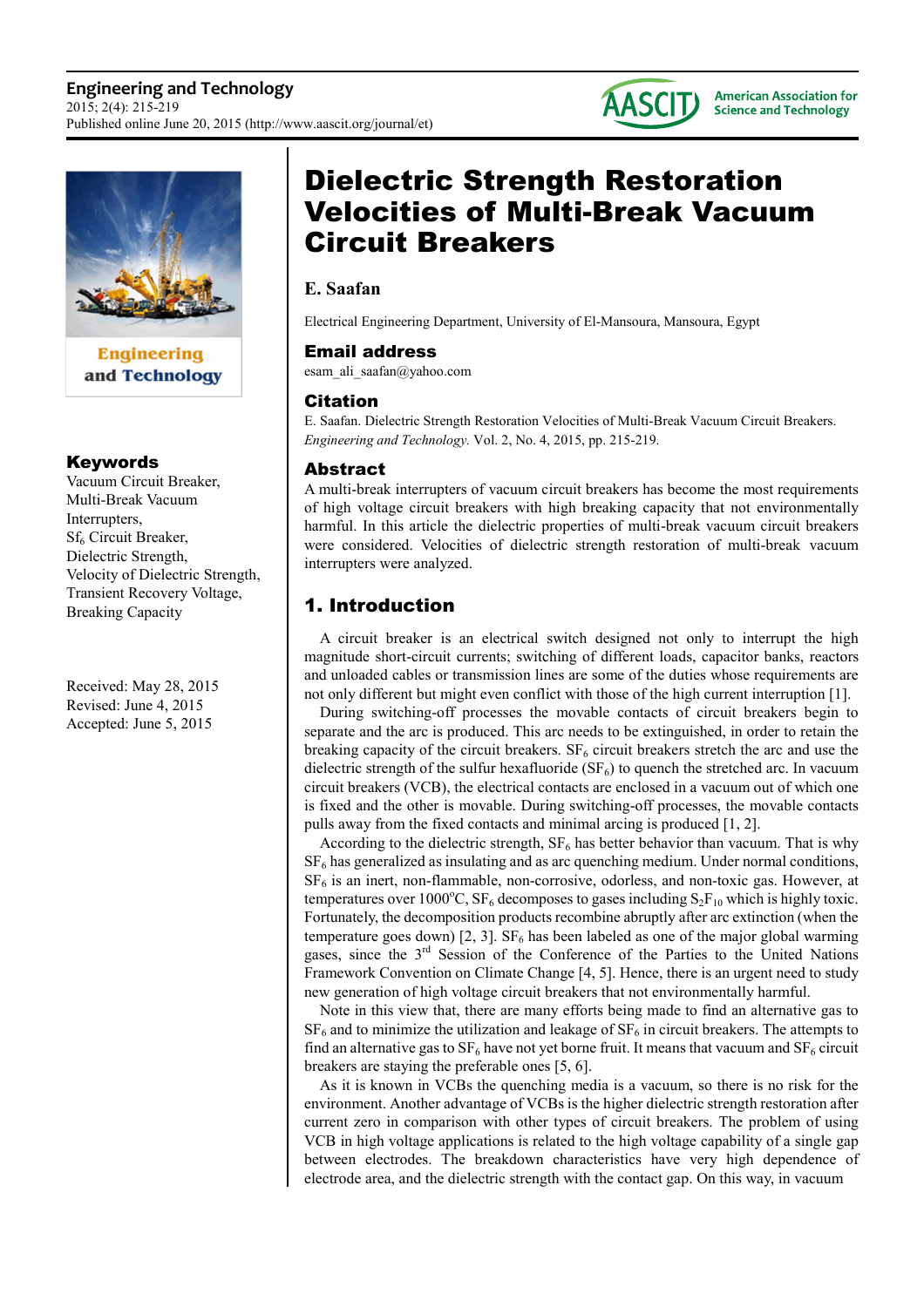# Dielectric Strength Restoration Velocities of Multi-Break Vacuum Circuit Breakers

**E. Saafan**

Electrical Engineering Department, University of El-Mansoura, Mansoura, Egypt

## Email address

esam_ali_saafan@yahoo.com

## Citation

E. Saafan. Dielectric Strength Restoration Velocities of Multi-Break Vacuum Circuit Breakers. *Engineering and Technology.* Vol. 2, No. 4, 2015, pp. 215-219.

## Keywords

Vacuum Circuit Breaker, Multi-Break Vacuum Interrupters, $Sf_6$ Circuit Breaker, Dielectric Strength, Velocity of Dielectric Strength, Transient Recovery Voltage, Breaking Capacity

Received: May 28, 2015
Revised: June 4, 2015
Accepted: June 5, 2015

## Abstract

A multi-break interrupters of vacuum circuit breakers has become the most requirements of high voltage circuit breakers with high breaking capacity that not environmentally harmful. In this article the dielectric properties of multi-break vacuum circuit breakers were considered. Velocities of dielectric strength restoration of multi-break vacuum interrupters were analyzed.

## 1. Introduction

A circuit breaker is an electrical switch designed not only to interrupt the high magnitude short-circuit currents; switching of different loads, capacitor banks, reactors and unloaded cables or transmission lines are some of the duties whose requirements are not only different but might even conflict with those of the high current interruption [1].

During switching-off processes the movable contacts of circuit breakers begin to separate and the arc is produced. This arc needs to be extinguished, in order to retain the breaking capacity of the circuit breakers. $SF_6$ circuit breakers stretch the arc and use the dielectric strength of the sulfur hexafluoride ($SF_6$) to quench the stretched arc. In vacuum circuit breakers (VCB), the electrical contacts are enclosed in a vacuum out of which one is fixed and the other is movable. During switching-off processes, the movable contacts pulls away from the fixed contacts and minimal arcing is produced [1, 2].

According to the dielectric strength, $SF_6$ has better behavior than vacuum. That is why $SF_6$ has generalized as insulating and as arc quenching medium. Under normal conditions, $SF_6$ is an inert, non-flammable, non-corrosive, odorless, and non-toxic gas. However, at temperatures over 1000°C, $SF_6$ decomposes to gases including $S_2F_{10}$ which is highly toxic. Fortunately, the decomposition products recombine abruptly after arc extinction (when the temperature goes down) [2, 3]. $SF_6$ has been labeled as one of the major global warming gases, since the 3rd Session of the Conference of the Parties to the United Nations Framework Convention on Climate Change [4, 5]. Hence, there is an urgent need to study new generation of high voltage circuit breakers that not environmentally harmful.

Note in this view that, there are many efforts being made to find an alternative gas to $SF_6$ and to minimize the utilization and leakage of $SF_6$ in circuit breakers. The attempts to find an alternative gas to $SF_6$ have not yet borne fruit. It means that vacuum and $SF_6$ circuit breakers are staying the preferable ones [5, 6].

As it is known in VCBs the quenching media is a vacuum, so there is no risk for the environment. Another advantage of VCBs is the higher dielectric strength restoration after current zero in comparison with other types of circuit breakers. The problem of using VCB in high voltage applications is related to the high voltage capability of a single gap between electrodes. The breakdown characteristics have very high dependence of electrode area, and the dielectric strength with the contact gap. On this way, in vacuum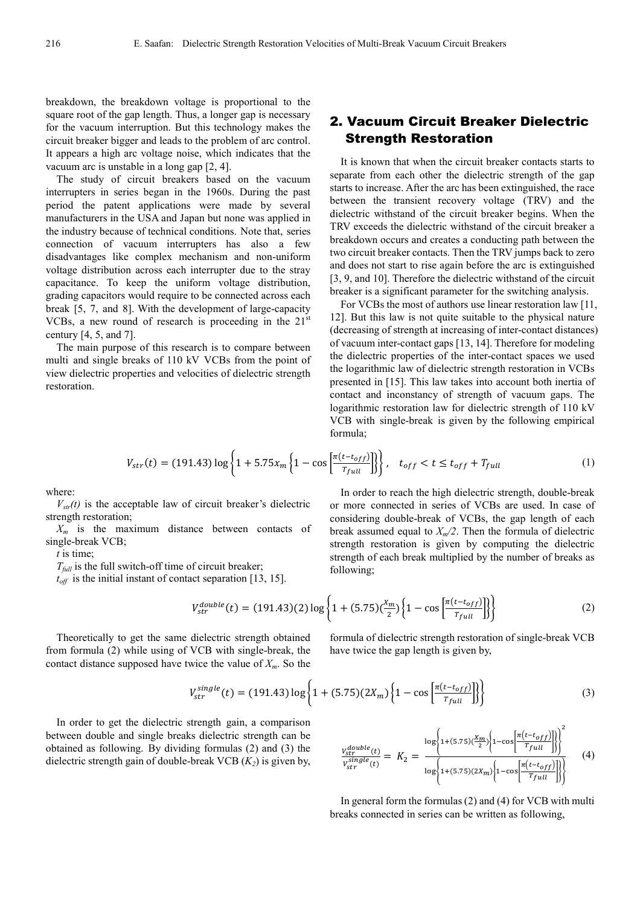breakdown, the breakdown voltage is proportional to the square root of the gap length. Thus, a longer gap is necessary for the vacuum interruption. But this technology makes the circuit breaker bigger and leads to the problem of arc control. It appears a high arc voltage noise, which indicates that the vacuum arc is unstable in a long gap [2, 4].

The study of circuit breakers based on the vacuum interrupters in series began in the 1960s. During the past period the patent applications were made by several manufacturers in the USA and Japan but none was applied in the industry because of technical conditions. Note that, series connection of vacuum interrupters has also a few disadvantages like complex mechanism and non-uniform voltage distribution across each interrupter due to the stray capacitance. To keep the uniform voltage distribution, grading capacitors would require to be connected across each break [5, 7, and 8]. With the development of large-capacity VCBs, a new round of research is proceeding in the 21st century [4, 5, and 7].

The main purpose of this research is to compare between multi and single breaks of 110 kV VCBs from the point of view dielectric properties and velocities of dielectric strength restoration.

## 2. Vacuum Circuit Breaker Dielectric Strength Restoration

It is known that when the circuit breaker contacts starts to separate from each other the dielectric strength of the gap starts to increase. After the arc has been extinguished, the race between the transient recovery voltage (TRV) and the dielectric withstand of the circuit breaker begins. When the TRV exceeds the dielectric withstand of the circuit breaker a breakdown occurs and creates a conducting path between the two circuit breaker contacts. Then the TRV jumps back to zero and does not start to rise again before the arc is extinguished [3, 9, and 10]. Therefore the dielectric withstand of the circuit breaker is a significant parameter for the switching analysis.

For VCBs the most of authors use linear restoration law [11, 12]. But this law is not quite suitable to the physical nature (decreasing of strength at increasing of inter-contact distances) of vacuum inter-contact gaps [13, 14]. Therefore for modeling the dielectric properties of the inter-contact spaces we used the logarithmic law of dielectric strength restoration in VCBs presented in [15]. This law takes into account both inertia of contact and inconstancy of strength of vacuum gaps. The logarithmic restoration law for dielectric strength of 110 kV VCB with single-break is given by the following empirical formula;

$$V_{str}(t) = (191.43)\log\left\{1 + 5.75x_m\left\{1 - \cos\left[\frac{\pi(t-t_{off})}{T_{full}}\right]\right\}\right\}, \quad t_{off} < t \leq t_{off} + T_{full} \tag{1}$$

where:

$V_{str}(t)$ is the acceptable law of circuit breaker's dielectric strength restoration;

$X_m$ is the maximum distance between contacts of single-break VCB;

$t$ is time;

$T_{full}$ is the full switch-off time of circuit breaker;

$t_{off}$ is the initial instant of contact separation [13, 15].

In order to reach the high dielectric strength, double-break or more connected in series of VCBs are used. In case of considering double-break of VCBs, the gap length of each break assumed equal to $X_m/2$. Then the formula of dielectric strength restoration is given by computing the dielectric strength of each break multiplied by the number of breaks as following;

$$V_{str}^{double}(t) = (191.43)(2)\log\left\{1 + (5.75)\left(\frac{X_m}{2}\right)\left\{1 - \cos\left[\frac{\pi(t-t_{off})}{T_{full}}\right]\right\}\right\} \tag{2}$$

Theoretically to get the same dielectric strength obtained from formula (2) while using of VCB with single-break, the contact distance supposed have twice the value of $X_m$. So the formula of dielectric strength restoration of single-break VCB have twice the gap length is given by,

$$V_{str}^{single}(t) = (191.43)\log\left\{1 + (5.75)(2X_m)\left\{1 - \cos\left[\frac{\pi(t-t_{off})}{T_{full}}\right]\right\}\right\} \tag{3}$$

In order to get the dielectric strength gain, a comparison between double and single breaks dielectric strength can be obtained as following. By dividing formulas (2) and (3) the dielectric strength gain of double-break VCB ($K_2$) is given by,

$$\frac{V_{str}^{double}(t)}{V_{str}^{single}(t)} = K_2 = \frac{\log\left\{1 + (5.75)\left(\frac{X_m}{2}\right)\left\{1 - \cos\left[\frac{\pi(t-t_{off})}{T_{full}}\right]\right\}\right\}^2}{\log\left\{1 + (5.75)(2X_m)\left\{1 - \cos\left[\frac{\pi(t-t_{off})}{T_{full}}\right]\right\}\right\}} \tag{4}$$

In general form the formulas (2) and (4) for VCB with multi breaks connected in series can be written as following,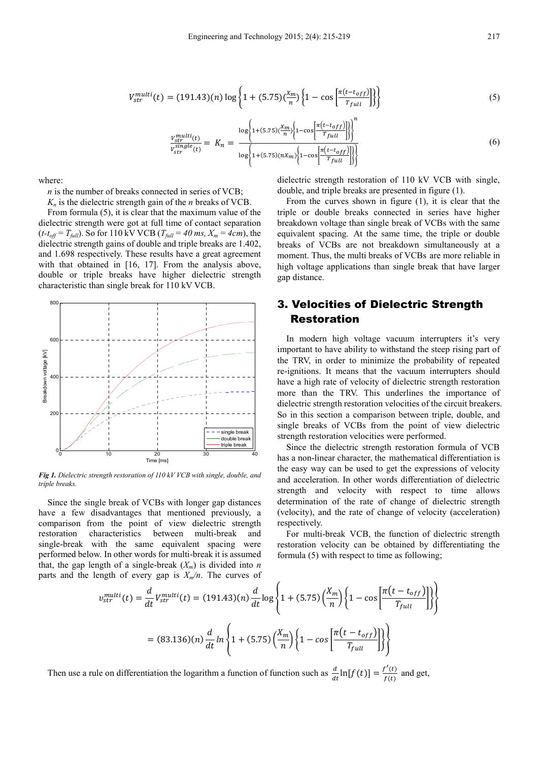$$V_{str}^{multi}(t) = (191.43)(n)\log\left\{1 + (5.75)\left(\frac{X_m}{n}\right)\left\{1 - \cos\left[\frac{\pi(t-t_{off})}{T_{full}}\right]\right\}\right\} \tag{5}$$

$$\frac{V_{str}^{multi}(t)}{V_{str}^{single}(t)} = K_n = \frac{\log\left\{1+(5.75)\left(\frac{X_m}{n}\right)\left\{1-\cos\left[\frac{\pi(t-t_{off})}{T_{full}}\right]\right\}\right\}^n}{\log\left\{1+(5.75)(nX_m)\left\{1-\cos\left[\frac{\pi(t-t_{off})}{T_{full}}\right]\right\}\right\}} \tag{6}$$

where:

$n$ is the number of breaks connected in series of VCB;

$K_n$ is the dielectric strength gain of the $n$ breaks of VCB.

From formula (5), it is clear that the maximum value of the dielectric strength were got at full time of contact separation ($t$-$t_{off}$ = $T_{full}$). So for 110 kV VCB ($T_{full}$ = 40 ms, $X_m$ = 4cm), the dielectric strength gains of double and triple breaks are 1.402, and 1.698 respectively. These results have a great agreement with that obtained in [16, 17]. From the analysis above, double or triple breaks have higher dielectric strength characteristic than single break for 110 kV VCB.

*Fig 1. Dielectric strength restoration of 110 kV VCB with single, double, and triple breaks.*

Since the single break of VCBs with longer gap distances have a few disadvantages that mentioned previously, a comparison from the point of view dielectric strength restoration characteristics between multi-break and single-break with the same equivalent spacing were performed below. In other words for multi-break it is assumed that, the gap length of a single-break ($X_m$) is divided into $n$ parts and the length of every gap is $X_m/n$. The curves of dielectric strength restoration of 110 kV VCB with single, double, and triple breaks are presented in figure (1).

From the curves shown in figure (1), it is clear that the triple or double breaks connected in series have higher breakdown voltage than single break of VCBs with the same equivalent spacing. At the same time, the triple or double breaks of VCBs are not breakdown simultaneously at a moment. Thus, the multi breaks of VCBs are more reliable in high voltage applications than single break that have larger gap distance.

## 3. Velocities of Dielectric Strength Restoration

In modern high voltage vacuum interrupters it's very important to have ability to withstand the steep rising part of the TRV, in order to minimize the probability of repeated re-ignitions. It means that the vacuum interrupters should have a high rate of velocity of dielectric strength restoration more than the TRV. This underlines the importance of dielectric strength restoration velocities of the circuit breakers. So in this section a comparison between triple, double, and single breaks of VCBs from the point of view dielectric strength restoration velocities were performed.

Since the dielectric strength restoration formula of VCB has a non-linear character, the mathematical differentiation is the easy way can be used to get the expressions of velocity and acceleration. In other words differentiation of dielectric strength and velocity with respect to time allows determination of the rate of change of dielectric strength (velocity), and the rate of change of velocity (acceleration) respectively.

For multi-break VCB, the function of dielectric strength restoration velocity can be obtained by differentiating the formula (5) with respect to time as following;

$$v_{str}^{multi}(t) = \frac{d}{dt}V_{str}^{multi}(t) = (191.43)(n)\frac{d}{dt}\log\left\{1 + (5.75)\left(\frac{X_m}{n}\right)\left\{1 - \cos\left[\frac{\pi(t-t_{off})}{T_{full}}\right]\right\}\right\}$$

$$= (83.136)(n)\frac{d}{dt}ln\left\{1 + (5.75)\left(\frac{X_m}{n}\right)\left\{1 - cos\left[\frac{\pi(t-t_{off})}{T_{full}}\right]\right\}\right\}$$

Then use a rule on differentiation the logarithm a function of function such as $\frac{d}{dt}\ln[f(t)] = \frac{f'(t)}{f(t)}$ and get,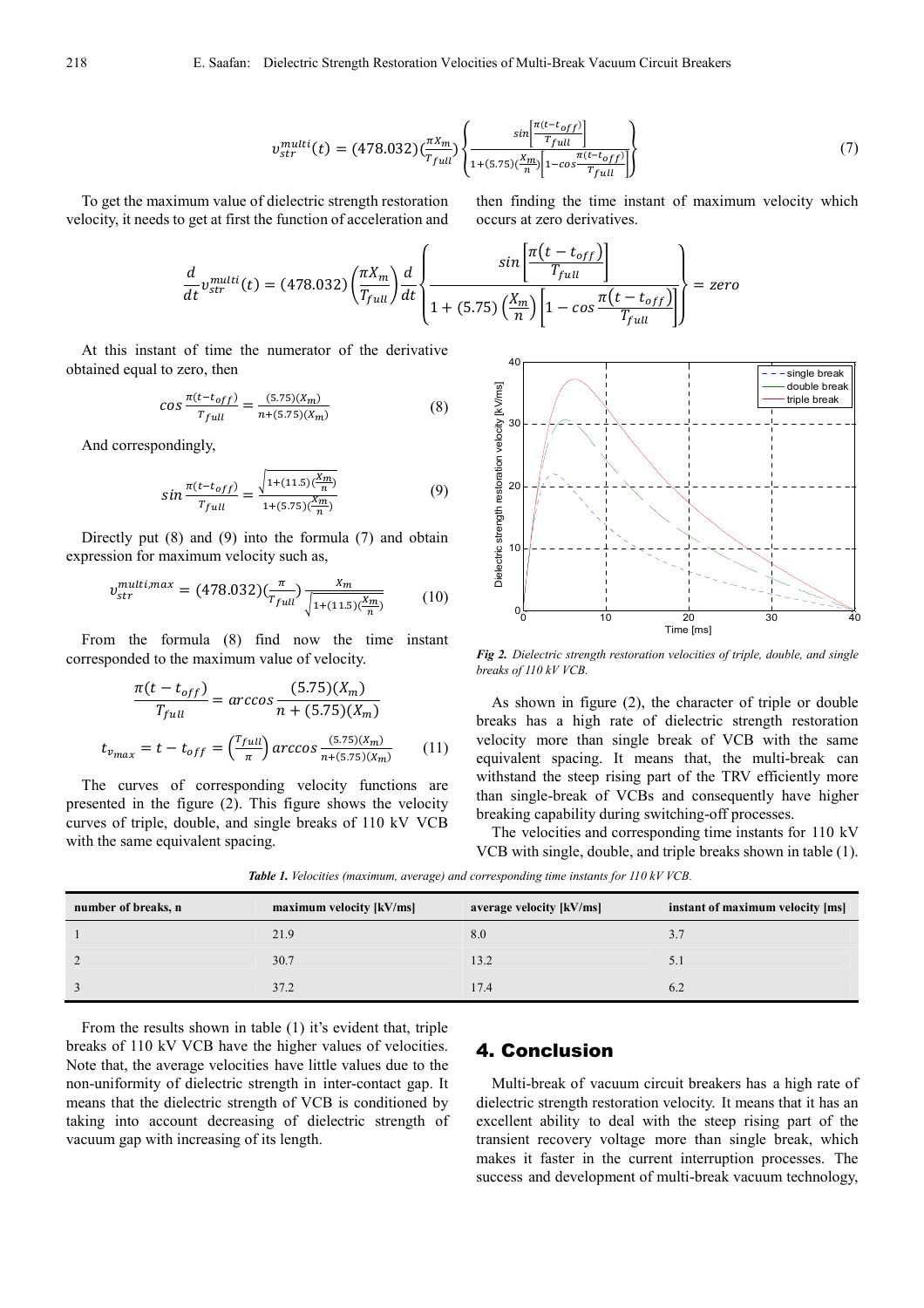$$v_{str}^{multi}(t) = (478.032)\left(\frac{\pi X_m}{T_{full}}\right)\left\{\frac{\sin\left[\frac{\pi(t-t_{off})}{T_{full}}\right]}{1+(5.75)\left(\frac{X_m}{n}\right)\left[1-\cos\frac{\pi(t-t_{off})}{T_{full}}\right]}\right\} \tag{7}$$

To get the maximum value of dielectric strength restoration velocity, it needs to get at first the function of acceleration and then finding the time instant of maximum velocity which occurs at zero derivatives.

$$\frac{d}{dt}v_{str}^{multi}(t) = (478.032)\left(\frac{\pi X_m}{T_{full}}\right)\frac{d}{dt}\left\{\frac{\sin\left[\frac{\pi(t-t_{off})}{T_{full}}\right]}{1+(5.75)\left(\frac{X_m}{n}\right)\left[1-\cos\frac{\pi(t-t_{off})}{T_{full}}\right]}\right\} = zero$$

At this instant of time the numerator of the derivative obtained equal to zero, then

$$\cos\frac{\pi(t-t_{off})}{T_{full}} = \frac{(5.75)(X_m)}{n+(5.75)(X_m)} \tag{8}$$

And correspondingly,

$$\sin\frac{\pi(t-t_{off})}{T_{full}} = \frac{\sqrt{1+(11.5)\left(\frac{X_m}{n}\right)}}{1+(5.75)\left(\frac{X_m}{n}\right)} \tag{9}$$

Directly put (8) and (9) into the formula (7) and obtain expression for maximum velocity such as,

$$v_{str}^{multi,max} = (478.032)\left(\frac{\pi}{T_{full}}\right)\frac{X_m}{\sqrt{1+(11.5)\left(\frac{X_m}{n}\right)}} \tag{10}$$

From the formula (8) find now the time instant corresponded to the maximum value of velocity.

$$\frac{\pi(t-t_{off})}{T_{full}} = \arccos\frac{(5.75)(X_m)}{n+(5.75)(X_m)}$$

$$t_{v_{max}} = t - t_{off} = \left(\frac{T_{full}}{\pi}\right)\arccos\frac{(5.75)(X_m)}{n+(5.75)(X_m)} \tag{11}$$

The curves of corresponding velocity functions are presented in the figure (2). This figure shows the velocity curves of triple, double, and single breaks of 110 kV VCB with the same equivalent spacing.

*Fig 2. Dielectric strength restoration velocities of triple, double, and single breaks of 110 kV VCB.*

As shown in figure (2), the character of triple or double breaks has a high rate of dielectric strength restoration velocity more than single break of VCB with the same equivalent spacing. It means that, the multi-break can withstand the steep rising part of the TRV efficiently more than single-break of VCBs and consequently have higher breaking capability during switching-off processes.

The velocities and corresponding time instants for 110 kV VCB with single, double, and triple breaks shown in table (1).

***Table 1.** Velocities (maximum, average) and corresponding time instants for 110 kV VCB.*

| number of breaks, n | maximum velocity [kV/ms] | average velocity [kV/ms] | instant of maximum velocity [ms] |
| --- | --- | --- | --- |
| 1 | 21.9 | 8.0 | 3.7 |
| 2 | 30.7 | 13.2 | 5.1 |
| 3 | 37.2 | 17.4 | 6.2 |

From the results shown in table (1) it's evident that, triple breaks of 110 kV VCB have the higher values of velocities. Note that, the average velocities have little values due to the non-uniformity of dielectric strength in inter-contact gap. It means that the dielectric strength of VCB is conditioned by taking into account decreasing of dielectric strength of vacuum gap with increasing of its length.

## 4. Conclusion

Multi-break of vacuum circuit breakers has a high rate of dielectric strength restoration velocity. It means that it has an excellent ability to deal with the steep rising part of the transient recovery voltage more than single break, which makes it faster in the current interruption processes. The success and development of multi-break vacuum technology,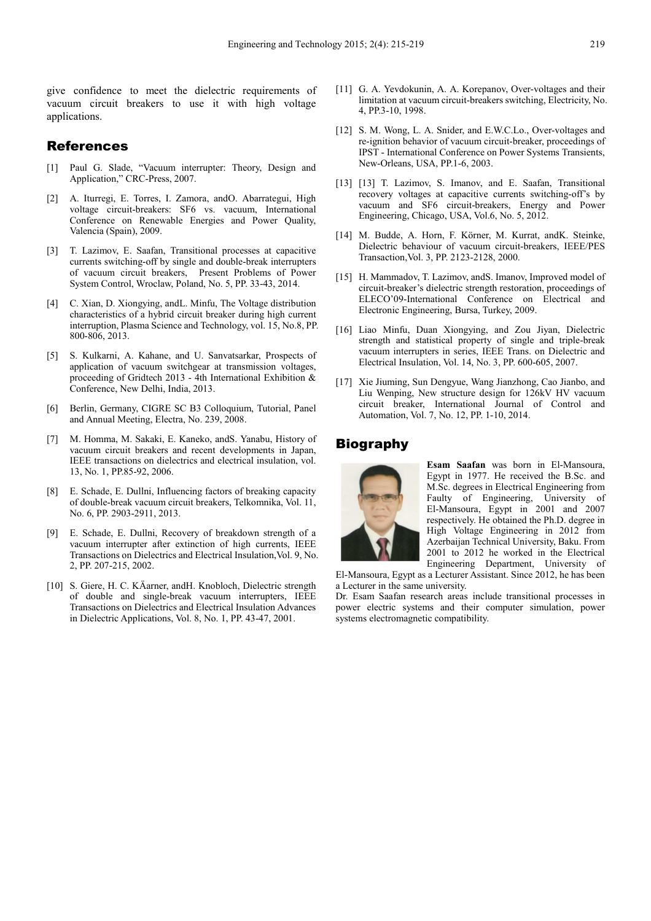give confidence to meet the dielectric requirements of vacuum circuit breakers to use it with high voltage applications.

## References

[1] Paul G. Slade, "Vacuum interrupter: Theory, Design and Application," CRC-Press, 2007.

[2] A. Iturregi, E. Torres, I. Zamora, andO. Abarrategui, High voltage circuit-breakers: SF6 vs. vacuum, International Conference on Renewable Energies and Power Quality, Valencia (Spain), 2009.

[3] T. Lazimov, E. Saafan, Transitional processes at capacitive currents switching-off by single and double-break interrupters of vacuum circuit breakers, Present Problems of Power System Control, Wroclaw, Poland, No. 5, PP. 33-43, 2014.

[4] C. Xian, D. Xiongying, andL. Minfu, The Voltage distribution characteristics of a hybrid circuit breaker during high current interruption, Plasma Science and Technology, vol. 15, No.8, PP. 800-806, 2013.

[5] S. Kulkarni, A. Kahane, and U. Sanvatsarkar, Prospects of application of vacuum switchgear at transmission voltages, proceeding of Gridtech 2013 - 4th International Exhibition & Conference, New Delhi, India, 2013.

[6] Berlin, Germany, CIGRE SC B3 Colloquium, Tutorial, Panel and Annual Meeting, Electra, No. 239, 2008.

[7] M. Homma, M. Sakaki, E. Kaneko, andS. Yanabu, History of vacuum circuit breakers and recent developments in Japan, IEEE transactions on dielectrics and electrical insulation, vol. 13, No. 1, PP.85-92, 2006.

[8] E. Schade, E. Dullni, Influencing factors of breaking capacity of double-break vacuum circuit breakers, Telkomnika, Vol. 11, No. 6, PP. 2903-2911, 2013.

[9] E. Schade, E. Dullni, Recovery of breakdown strength of a vacuum interrupter after extinction of high currents, IEEE Transactions on Dielectrics and Electrical Insulation,Vol. 9, No. 2, PP. 207-215, 2002.

[10] S. Giere, H. C. KÄarner, andH. Knobloch, Dielectric strength of double and single-break vacuum interrupters, IEEE Transactions on Dielectrics and Electrical Insulation Advances in Dielectric Applications, Vol. 8, No. 1, PP. 43-47, 2001.

[11] G. A. Yevdokunin, A. A. Korepanov, Over-voltages and their limitation at vacuum circuit-breakers switching, Electricity, No. 4, PP.3-10, 1998.

[12] S. M. Wong, L. A. Snider, and E.W.C.Lo., Over-voltages and re-ignition behavior of vacuum circuit-breaker, proceedings of IPST - International Conference on Power Systems Transients, New-Orleans, USA, PP.1-6, 2003.

[13] [13] T. Lazimov, S. Imanov, and E. Saafan, Transitional recovery voltages at capacitive currents switching-off's by vacuum and SF6 circuit-breakers, Energy and Power Engineering, Chicago, USA, Vol.6, No. 5, 2012.

[14] M. Budde, A. Horn, F. Körner, M. Kurrat, andK. Steinke, Dielectric behaviour of vacuum circuit-breakers, IEEE/PES Transaction,Vol. 3, PP. 2123-2128, 2000.

[15] H. Mammadov, T. Lazimov, andS. Imanov, Improved model of circuit-breaker's dielectric strength restoration, proceedings of ELECO'09-International Conference on Electrical and Electronic Engineering, Bursa, Turkey, 2009.

[16] Liao Minfu, Duan Xiongying, and Zou Jiyan, Dielectric strength and statistical property of single and triple-break vacuum interrupters in series, IEEE Trans. on Dielectric and Electrical Insulation, Vol. 14, No. 3, PP. 600-605, 2007.

[17] Xie Jiuming, Sun Dengyue, Wang Jianzhong, Cao Jianbo, and Liu Wenping, New structure design for 126kV HV vacuum circuit breaker, International Journal of Control and Automation, Vol. 7, No. 12, PP. 1-10, 2014.

## Biography

**Esam Saafan** was born in El-Mansoura, Egypt in 1977. He received the B.Sc. and M.Sc. degrees in Electrical Engineering from Faulty of Engineering, University of El-Mansoura, Egypt in 2001 and 2007 respectively. He obtained the Ph.D. degree in High Voltage Engineering in 2012 from Azerbaijan Technical University, Baku. From 2001 to 2012 he worked in the Electrical Engineering Department, University of El-Mansoura, Egypt as a Lecturer Assistant. Since 2012, he has been a Lecturer in the same university.

Dr. Esam Saafan research areas include transitional processes in power electric systems and their computer simulation, power systems electromagnetic compatibility.